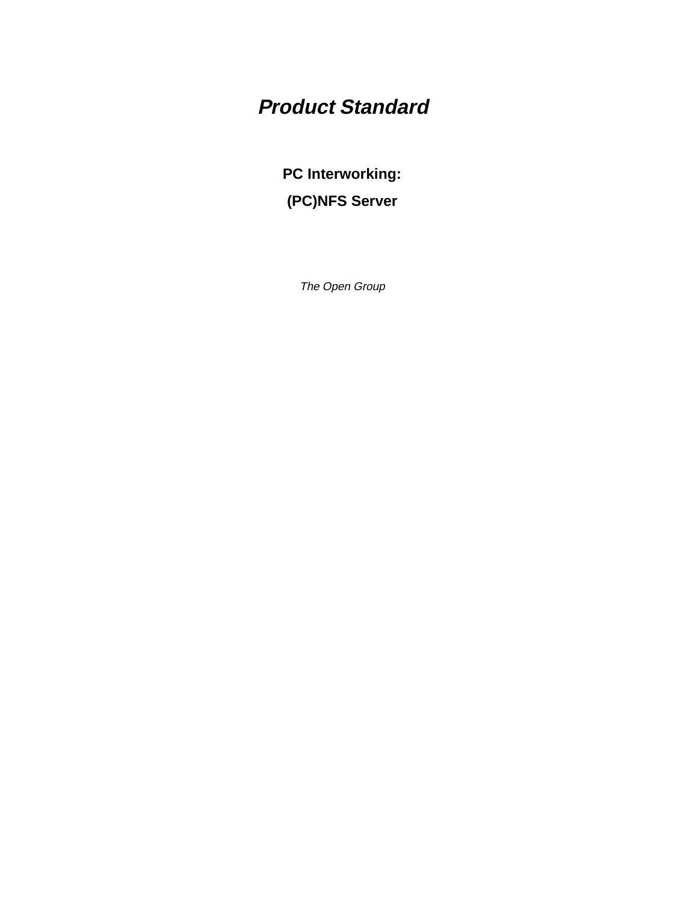# *Product Standard*

## PC Interworking:

## (PC)NFS Server

*The Open Group*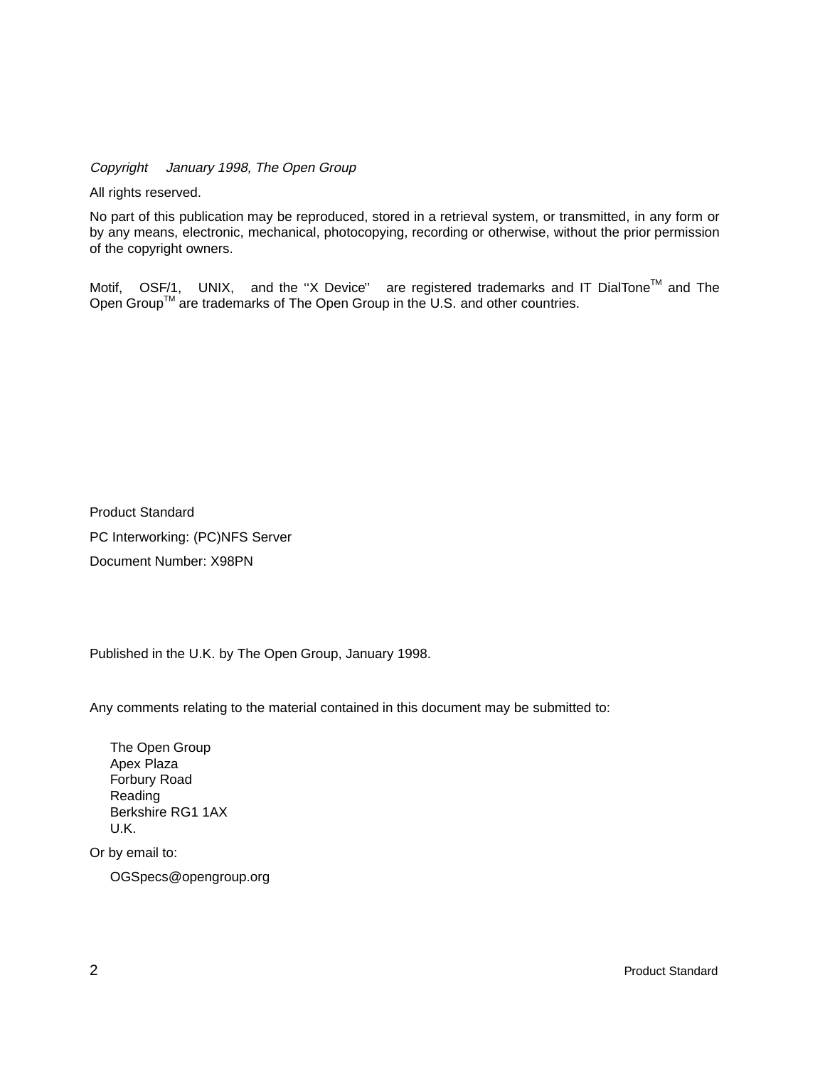*Copyright January 1998, The Open Group*

All rights reserved.

No part of this publication may be reproduced, stored in a retrieval system, or transmitted, in any form or by any means, electronic, mechanical, photocopying, recording or otherwise, without the prior permission of the copyright owners.

Motif, OSF/1, UNIX, and the ''X Device'' are registered trademarks and IT DialTone™ and The Open Group™ are trademarks of The Open Group in the U.S. and other countries.

Product Standard

PC Interworking: (PC)NFS Server

Document Number: X98PN

Published in the U.K. by The Open Group, January 1998.

Any comments relating to the material contained in this document may be submitted to:

The Open Group
Apex Plaza
Forbury Road
Reading
Berkshire RG1 1AX
U.K.

Or by email to:

OGSpecs@opengroup.org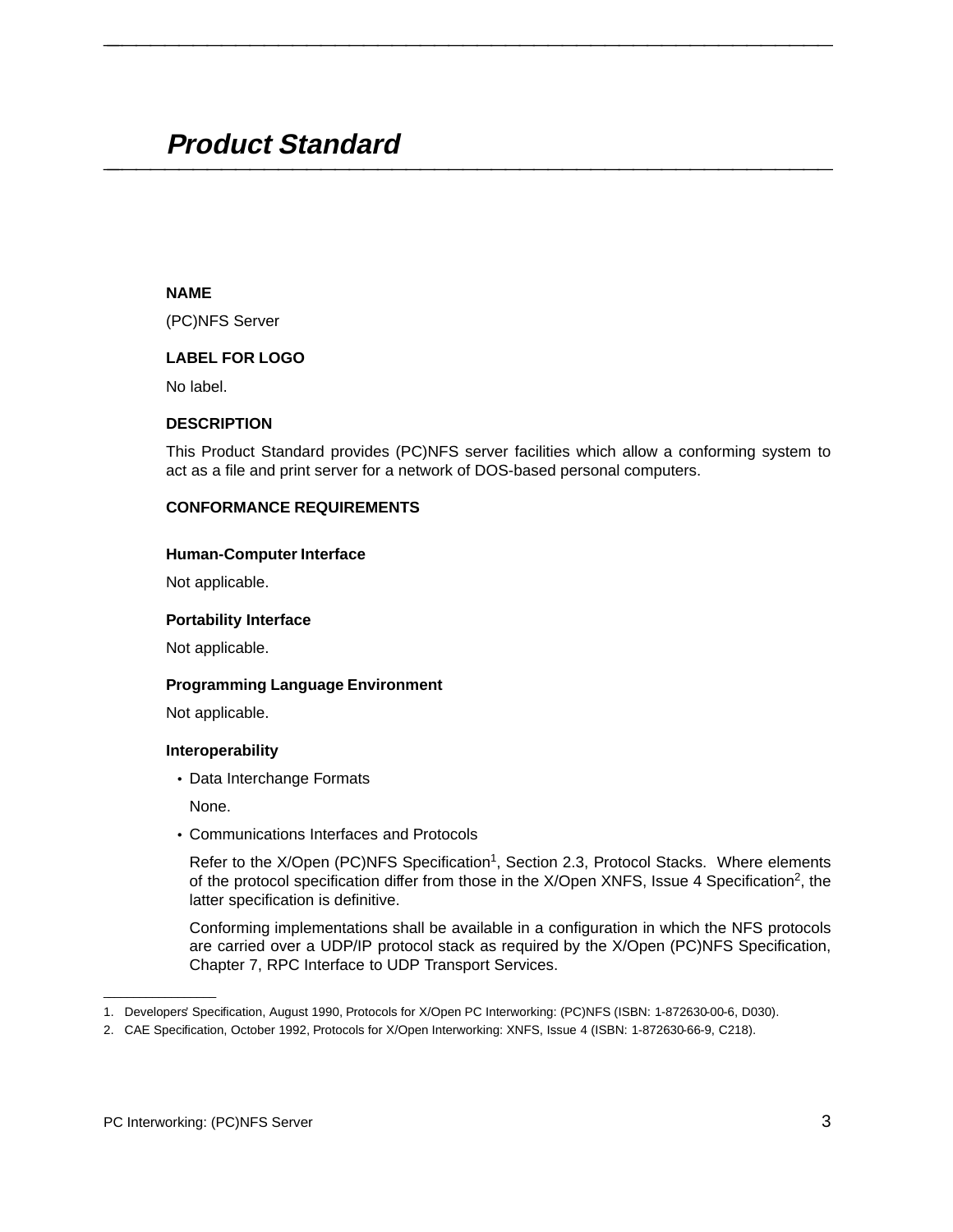# *Product Standard*

**NAME**

(PC)NFS Server

**LABEL FOR LOGO**

No label.

**DESCRIPTION**

This Product Standard provides (PC)NFS server facilities which allow a conforming system to act as a file and print server for a network of DOS-based personal computers.

**CONFORMANCE REQUIREMENTS**

**Human-Computer Interface**

Not applicable.

**Portability Interface**

Not applicable.

**Programming Language Environment**

Not applicable.

**Interoperability**

- Data Interchange Formats

  None.

- Communications Interfaces and Protocols

  Refer to the X/Open (PC)NFS Specification[1], Section 2.3, Protocol Stacks. Where elements of the protocol specification differ from those in the X/Open XNFS, Issue 4 Specification[2], the latter specification is definitive.

  Conforming implementations shall be available in a configuration in which the NFS protocols are carried over a UDP/IP protocol stack as required by the X/Open (PC)NFS Specification, Chapter 7, RPC Interface to UDP Transport Services.

---

1. Developers' Specification, August 1990, Protocols for X/Open PC Interworking: (PC)NFS (ISBN: 1-872630-00-6, D030).
2. CAE Specification, October 1992, Protocols for X/Open Interworking: XNFS, Issue 4 (ISBN: 1-872630-66-9, C218).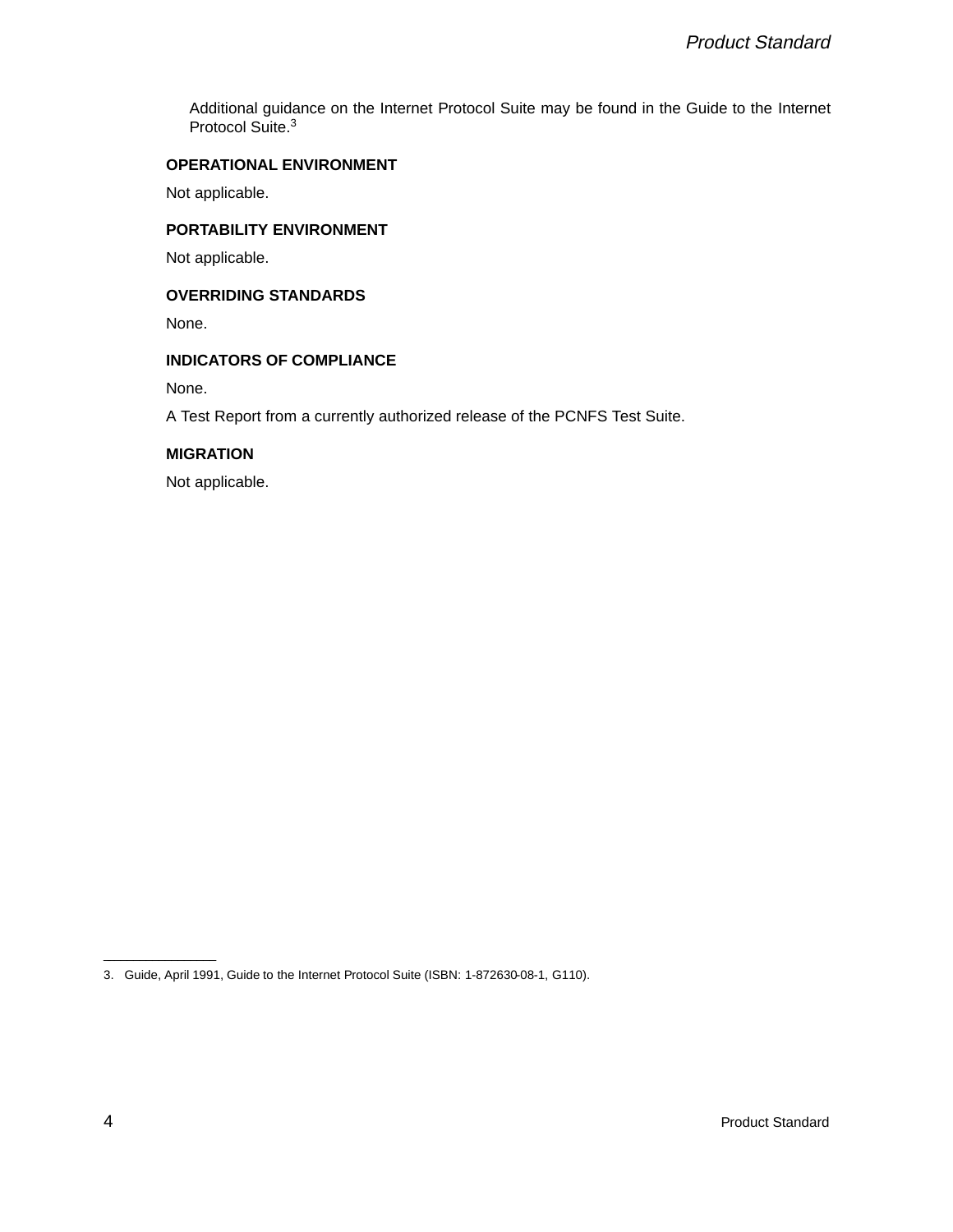Additional guidance on the Internet Protocol Suite may be found in the Guide to the Internet Protocol Suite.[3]

**OPERATIONAL ENVIRONMENT**

Not applicable.

**PORTABILITY ENVIRONMENT**

Not applicable.

**OVERRIDING STANDARDS**

None.

**INDICATORS OF COMPLIANCE**

None.

A Test Report from a currently authorized release of the PCNFS Test Suite.

**MIGRATION**

Not applicable.

---

3. Guide, April 1991, Guide to the Internet Protocol Suite (ISBN: 1-872630-08-1, G110).